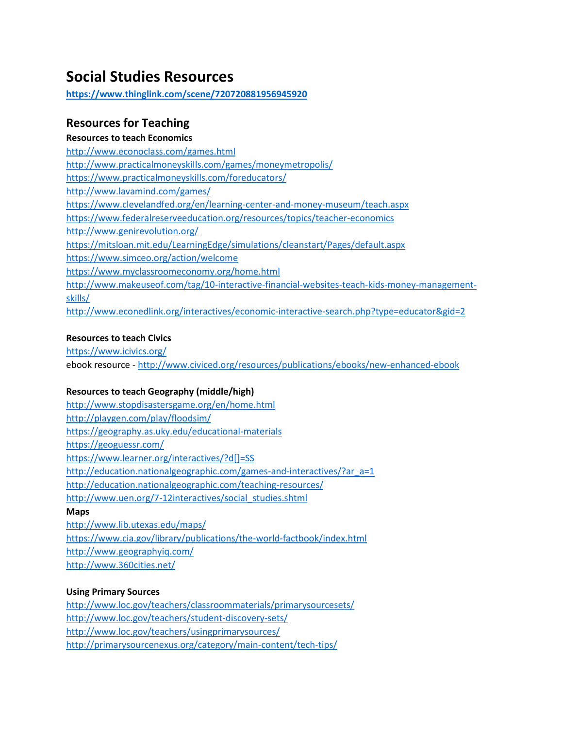# Social Studies Resources

**https://www.thinglink.com/scene/720720881956945920**

## Resources for Teaching

**Resources to teach Economics**

http://www.econoclass.com/games.html
http://www.practicalmoneyskills.com/games/moneymetropolis/
https://www.practicalmoneyskills.com/foreducators/
http://www.lavamind.com/games/
https://www.clevelandfed.org/en/learning-center-and-money-museum/teach.aspx
https://www.federalreserveeducation.org/resources/topics/teacher-economics
http://www.genirevolution.org/
https://mitsloan.mit.edu/LearningEdge/simulations/cleanstart/Pages/default.aspx
https://www.simceo.org/action/welcome
https://www.myclassroomeconomy.org/home.html
http://www.makeuseof.com/tag/10-interactive-financial-websites-teach-kids-money-management-skills/
http://www.econedlink.org/interactives/economic-interactive-search.php?type=educator&gid=2

**Resources to teach Civics**

https://www.icivics.org/
ebook resource - http://www.civiced.org/resources/publications/ebooks/new-enhanced-ebook

**Resources to teach Geography (middle/high)**

http://www.stopdisastersgame.org/en/home.html
http://playgen.com/play/floodsim/
https://geography.as.uky.edu/educational-materials
https://geoguessr.com/
https://www.learner.org/interactives/?d[]=SS
http://education.nationalgeographic.com/games-and-interactives/?ar_a=1
http://education.nationalgeographic.com/teaching-resources/
http://www.uen.org/7-12interactives/social_studies.shtml

**Maps**

http://www.lib.utexas.edu/maps/
https://www.cia.gov/library/publications/the-world-factbook/index.html
http://www.geographyiq.com/
http://www.360cities.net/

**Using Primary Sources**

http://www.loc.gov/teachers/classroommaterials/primarysourcesets/
http://www.loc.gov/teachers/student-discovery-sets/
http://www.loc.gov/teachers/usingprimarysources/
http://primarysourcenexus.org/category/main-content/tech-tips/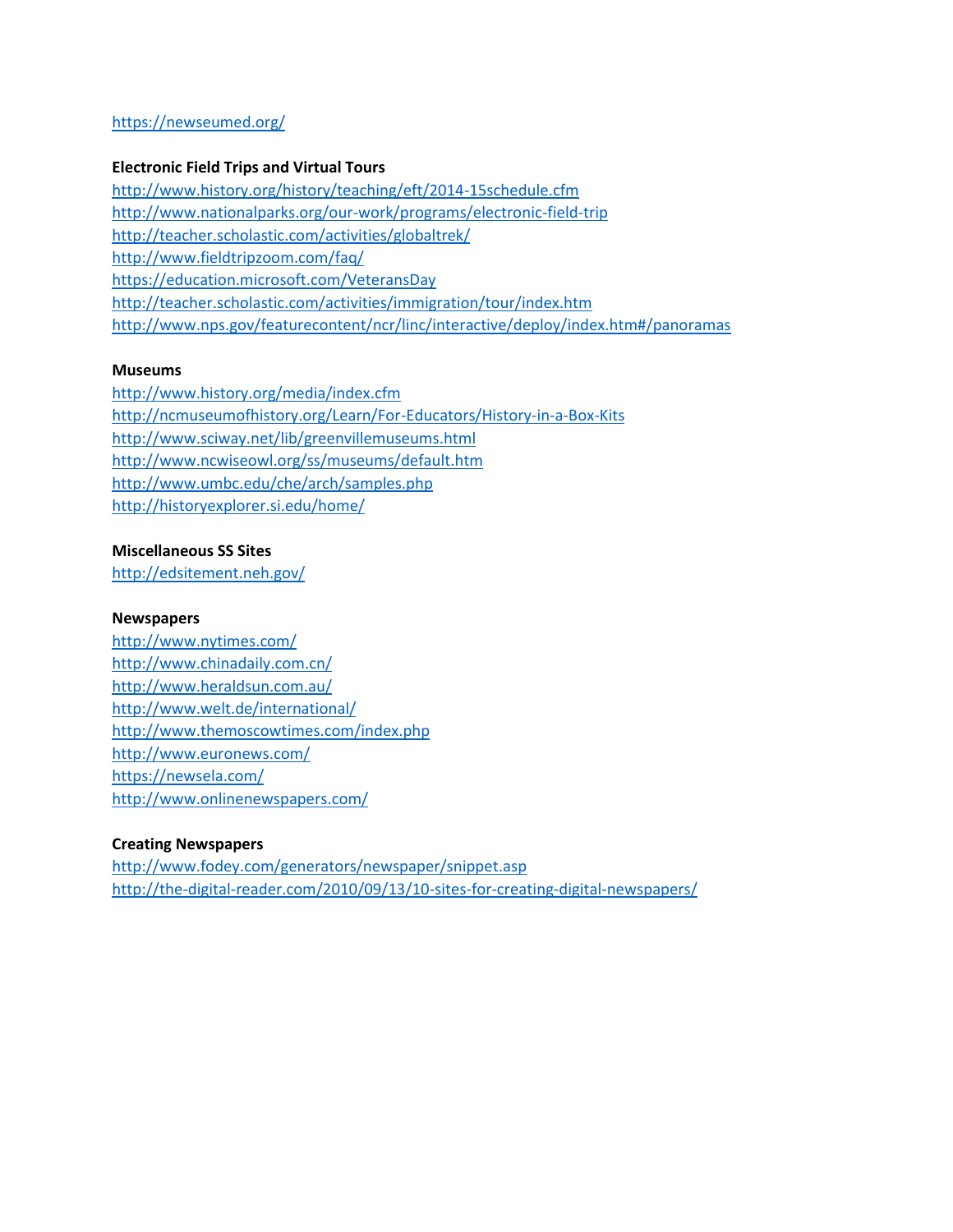https://newseumed.org/

**Electronic Field Trips and Virtual Tours**

http://www.history.org/history/teaching/eft/2014-15schedule.cfm
http://www.nationalparks.org/our-work/programs/electronic-field-trip
http://teacher.scholastic.com/activities/globaltrek/
http://www.fieldtripzoom.com/faq/
https://education.microsoft.com/VeteransDay
http://teacher.scholastic.com/activities/immigration/tour/index.htm
http://www.nps.gov/featurecontent/ncr/linc/interactive/deploy/index.htm#/panoramas

**Museums**

http://www.history.org/media/index.cfm
http://ncmuseumofhistory.org/Learn/For-Educators/History-in-a-Box-Kits
http://www.sciway.net/lib/greenvillemuseums.html
http://www.ncwiseowl.org/ss/museums/default.htm
http://www.umbc.edu/che/arch/samples.php
http://historyexplorer.si.edu/home/

**Miscellaneous SS Sites**

http://edsitement.neh.gov/

**Newspapers**

http://www.nytimes.com/
http://www.chinadaily.com.cn/
http://www.heraldsun.com.au/
http://www.welt.de/international/
http://www.themoscowtimes.com/index.php
http://www.euronews.com/
https://newsela.com/
http://www.onlinenewspapers.com/

**Creating Newspapers**

http://www.fodey.com/generators/newspaper/snippet.asp
http://the-digital-reader.com/2010/09/13/10-sites-for-creating-digital-newspapers/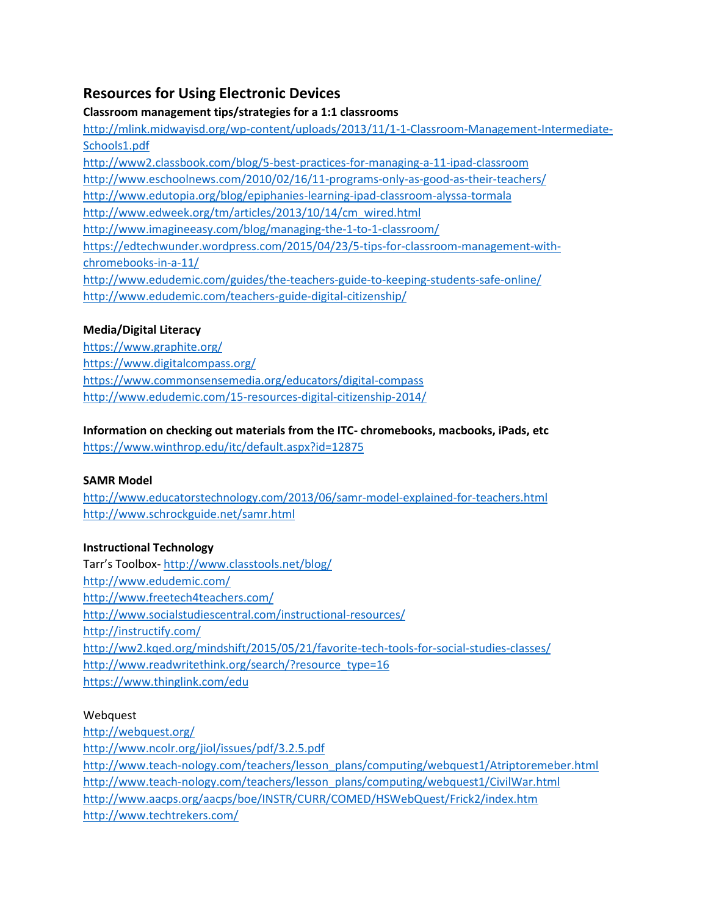## Resources for Using Electronic Devices

**Classroom management tips/strategies for a 1:1 classrooms**

http://mlink.midwayisd.org/wp-content/uploads/2013/11/1-1-Classroom-Management-Intermediate-Schools1.pdf
http://www2.classbook.com/blog/5-best-practices-for-managing-a-11-ipad-classroom
http://www.eschoolnews.com/2010/02/16/11-programs-only-as-good-as-their-teachers/
http://www.edutopia.org/blog/epiphanies-learning-ipad-classroom-alyssa-tormala
http://www.edweek.org/tm/articles/2013/10/14/cm_wired.html
http://www.imagineeasy.com/blog/managing-the-1-to-1-classroom/
https://edtechwunder.wordpress.com/2015/04/23/5-tips-for-classroom-management-with-chromebooks-in-a-11/
http://www.edudemic.com/guides/the-teachers-guide-to-keeping-students-safe-online/
http://www.edudemic.com/teachers-guide-digital-citizenship/

**Media/Digital Literacy**

https://www.graphite.org/
https://www.digitalcompass.org/
https://www.commonsensemedia.org/educators/digital-compass
http://www.edudemic.com/15-resources-digital-citizenship-2014/

**Information on checking out materials from the ITC- chromebooks, macbooks, iPads, etc**

https://www.winthrop.edu/itc/default.aspx?id=12875

**SAMR Model**

http://www.educatorstechnology.com/2013/06/samr-model-explained-for-teachers.html
http://www.schrockguide.net/samr.html

**Instructional Technology**

Tarr's Toolbox- http://www.classtools.net/blog/
http://www.edudemic.com/
http://www.freetech4teachers.com/
http://www.socialstudiescentral.com/instructional-resources/
http://instructify.com/
http://ww2.kqed.org/mindshift/2015/05/21/favorite-tech-tools-for-social-studies-classes/
http://www.readwritethink.org/search/?resource_type=16
https://www.thinglink.com/edu

Webquest

http://webquest.org/
http://www.ncolr.org/jiol/issues/pdf/3.2.5.pdf
http://www.teach-nology.com/teachers/lesson_plans/computing/webquest1/Atriptoremeber.html
http://www.teach-nology.com/teachers/lesson_plans/computing/webquest1/CivilWar.html
http://www.aacps.org/aacps/boe/INSTR/CURR/COMED/HSWebQuest/Frick2/index.htm
http://www.techtrekers.com/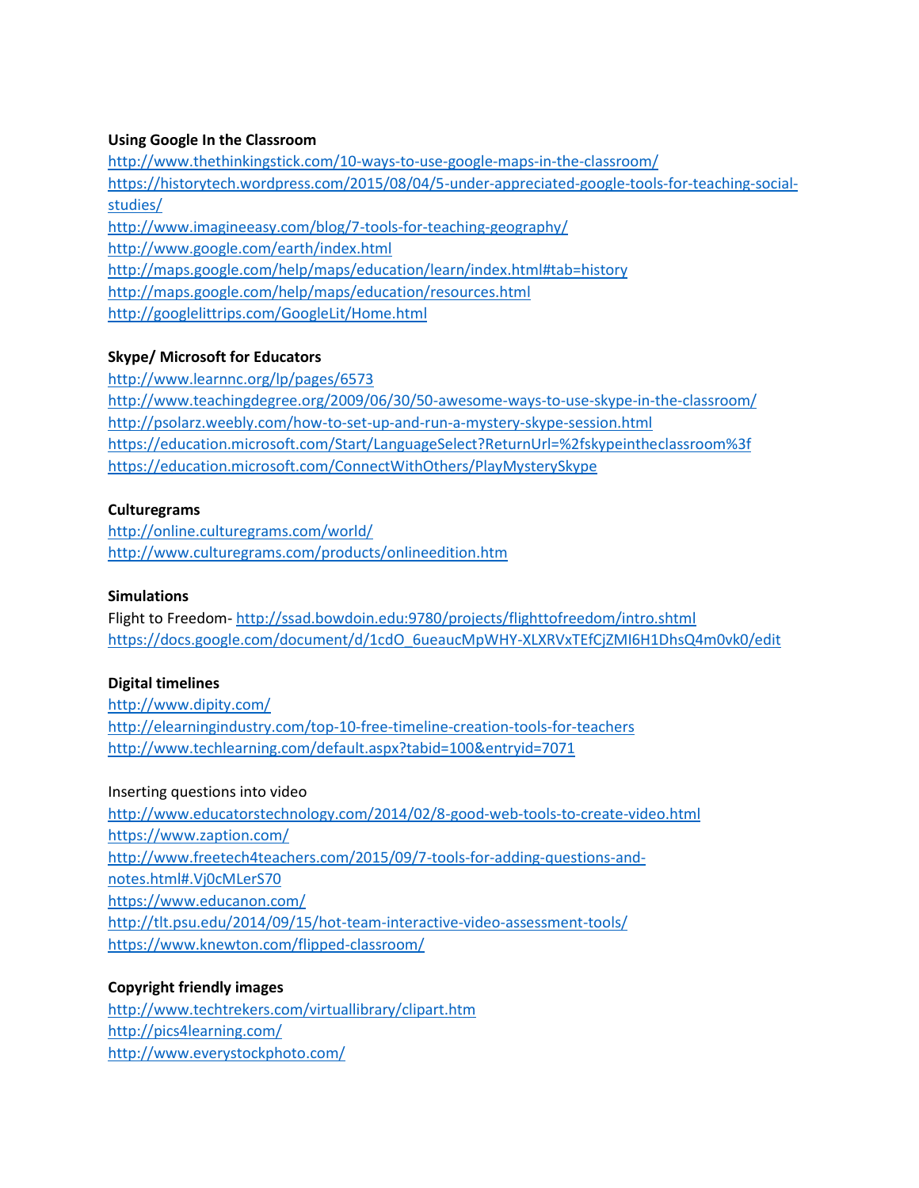**Using Google In the Classroom**

http://www.thethinkingstick.com/10-ways-to-use-google-maps-in-the-classroom/
https://historytech.wordpress.com/2015/08/04/5-under-appreciated-google-tools-for-teaching-social-studies/
http://www.imagineeasy.com/blog/7-tools-for-teaching-geography/
http://www.google.com/earth/index.html
http://maps.google.com/help/maps/education/learn/index.html#tab=history
http://maps.google.com/help/maps/education/resources.html
http://googlelittrips.com/GoogleLit/Home.html

**Skype/ Microsoft for Educators**

http://www.learnnc.org/lp/pages/6573
http://www.teachingdegree.org/2009/06/30/50-awesome-ways-to-use-skype-in-the-classroom/
http://psolarz.weebly.com/how-to-set-up-and-run-a-mystery-skype-session.html
https://education.microsoft.com/Start/LanguageSelect?ReturnUrl=%2fskypeintheclassroom%3f
https://education.microsoft.com/ConnectWithOthers/PlayMysterySkype

**Culturegrams**

http://online.culturegrams.com/world/
http://www.culturegrams.com/products/onlineedition.htm

**Simulations**

Flight to Freedom- http://ssad.bowdoin.edu:9780/projects/flighttofreedom/intro.shtml
https://docs.google.com/document/d/1cdO_6ueaucMpWHY-XLXRVxTEfCjZMI6H1DhsQ4m0vk0/edit

**Digital timelines**

http://www.dipity.com/
http://elearningindustry.com/top-10-free-timeline-creation-tools-for-teachers
http://www.techlearning.com/default.aspx?tabid=100&entryid=7071

Inserting questions into video

http://www.educatorstechnology.com/2014/02/8-good-web-tools-to-create-video.html
https://www.zaption.com/
http://www.freetech4teachers.com/2015/09/7-tools-for-adding-questions-and-notes.html#.Vj0cMLerS70
https://www.educanon.com/
http://tlt.psu.edu/2014/09/15/hot-team-interactive-video-assessment-tools/
https://www.knewton.com/flipped-classroom/

**Copyright friendly images**

http://www.techtrekers.com/virtuallibrary/clipart.htm
http://pics4learning.com/
http://www.everystockphoto.com/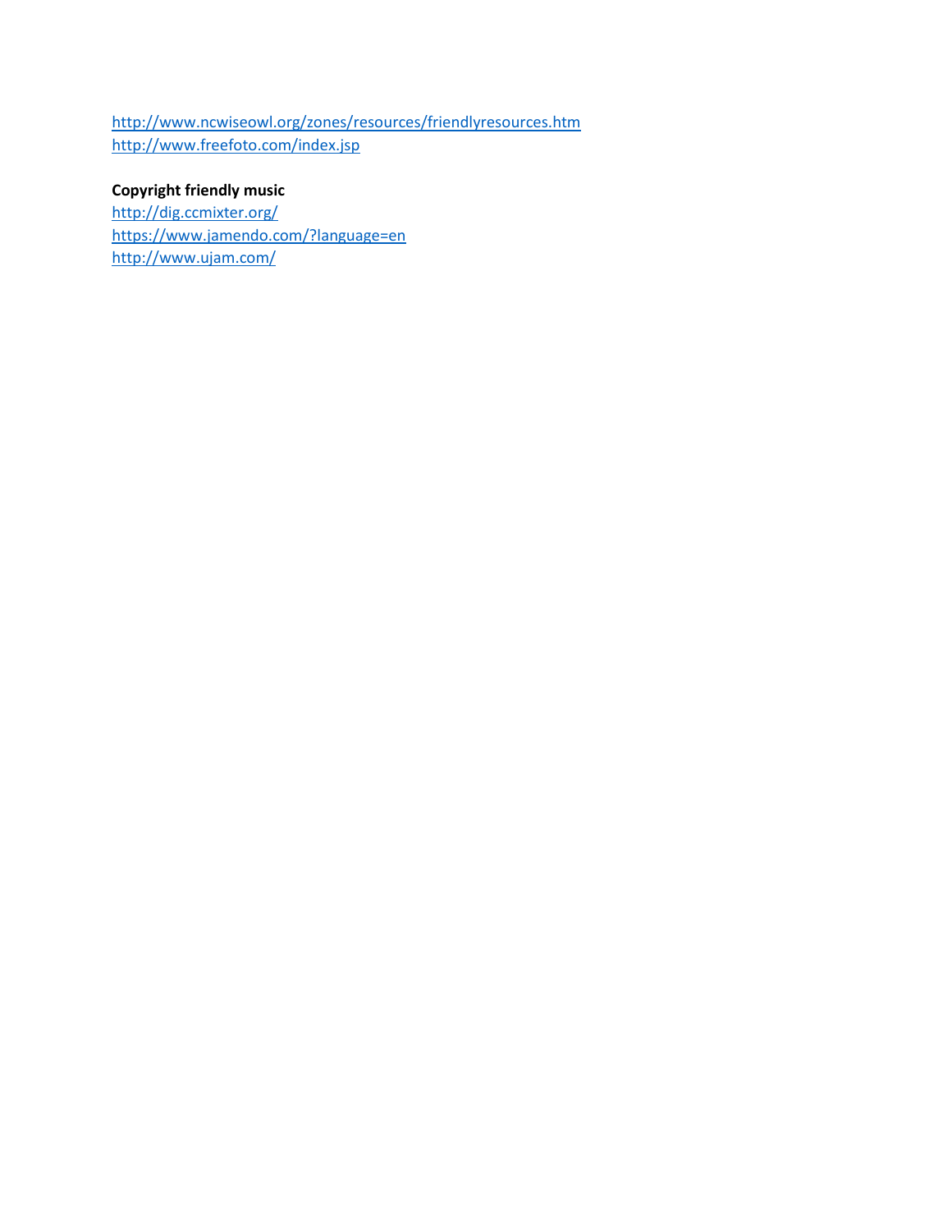http://www.ncwiseowl.org/zones/resources/friendlyresources.htm
http://www.freefoto.com/index.jsp

**Copyright friendly music**
http://dig.ccmixter.org/
https://www.jamendo.com/?language=en
http://www.ujam.com/